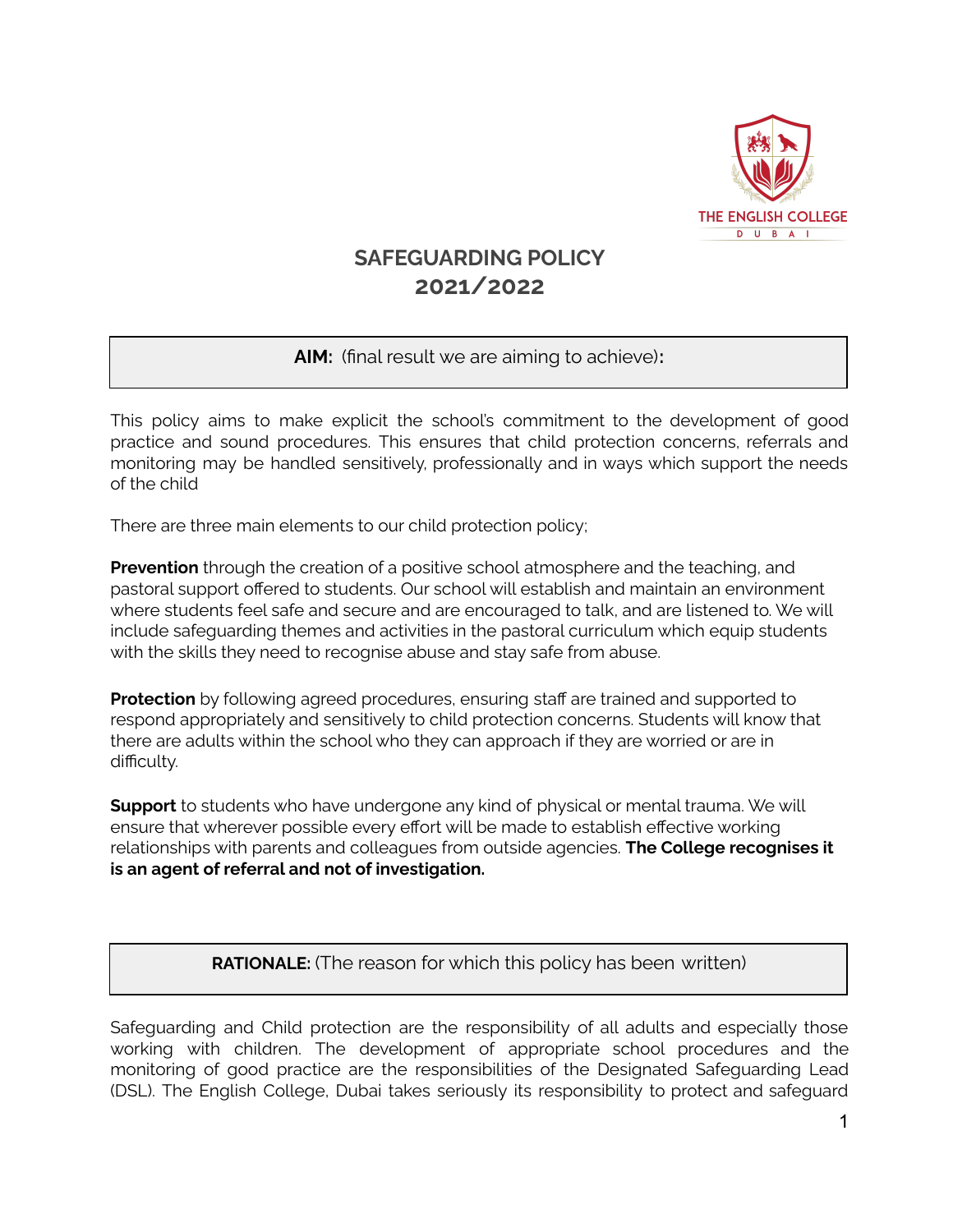THE ENGLISH COLLEGE
DUBAI

# SAFEGUARDING POLICY
# 2021/2022

**AIM:** (final result we are aiming to achieve)**:**

This policy aims to make explicit the school's commitment to the development of good practice and sound procedures. This ensures that child protection concerns, referrals and monitoring may be handled sensitively, professionally and in ways which support the needs of the child

There are three main elements to our child protection policy;

**Prevention** through the creation of a positive school atmosphere and the teaching, and pastoral support offered to students. Our school will establish and maintain an environment where students feel safe and secure and are encouraged to talk, and are listened to. We will include safeguarding themes and activities in the pastoral curriculum which equip students with the skills they need to recognise abuse and stay safe from abuse.

**Protection** by following agreed procedures, ensuring staff are trained and supported to respond appropriately and sensitively to child protection concerns. Students will know that there are adults within the school who they can approach if they are worried or are in difficulty.

**Support** to students who have undergone any kind of physical or mental trauma. We will ensure that wherever possible every effort will be made to establish effective working relationships with parents and colleagues from outside agencies. **The College recognises it is an agent of referral and not of investigation.**

**RATIONALE:** (The reason for which this policy has been written)

Safeguarding and Child protection are the responsibility of all adults and especially those working with children. The development of appropriate school procedures and the monitoring of good practice are the responsibilities of the Designated Safeguarding Lead (DSL). The English College, Dubai takes seriously its responsibility to protect and safeguard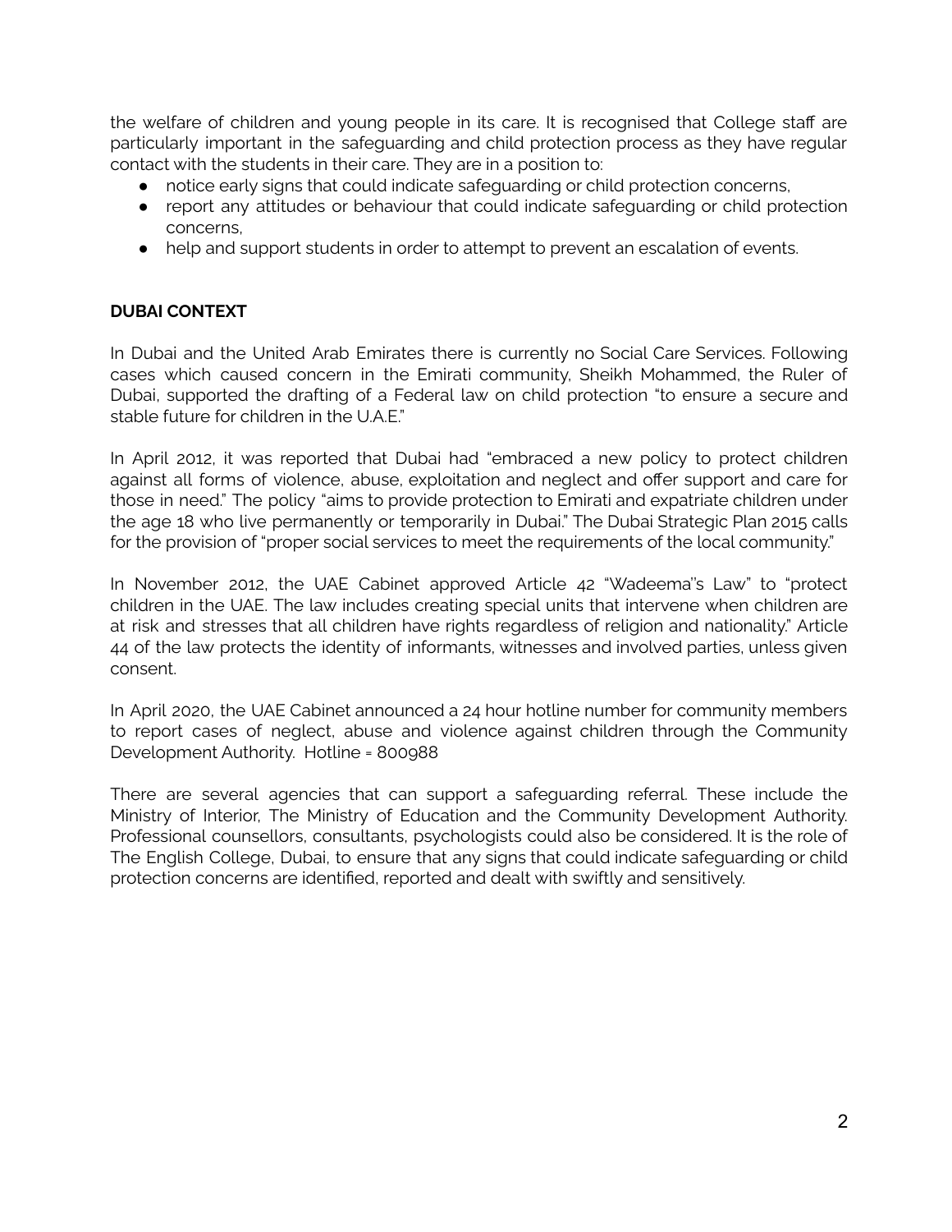the welfare of children and young people in its care. It is recognised that College staff are particularly important in the safeguarding and child protection process as they have regular contact with the students in their care. They are in a position to:

- notice early signs that could indicate safeguarding or child protection concerns,
- report any attitudes or behaviour that could indicate safeguarding or child protection concerns,
- help and support students in order to attempt to prevent an escalation of events.

**DUBAI CONTEXT**

In Dubai and the United Arab Emirates there is currently no Social Care Services. Following cases which caused concern in the Emirati community, Sheikh Mohammed, the Ruler of Dubai, supported the drafting of a Federal law on child protection "to ensure a secure and stable future for children in the U.A.E."

In April 2012, it was reported that Dubai had "embraced a new policy to protect children against all forms of violence, abuse, exploitation and neglect and offer support and care for those in need." The policy "aims to provide protection to Emirati and expatriate children under the age 18 who live permanently or temporarily in Dubai." The Dubai Strategic Plan 2015 calls for the provision of "proper social services to meet the requirements of the local community."

In November 2012, the UAE Cabinet approved Article 42 "Wadeema"s Law" to "protect children in the UAE. The law includes creating special units that intervene when children are at risk and stresses that all children have rights regardless of religion and nationality." Article 44 of the law protects the identity of informants, witnesses and involved parties, unless given consent.

In April 2020, the UAE Cabinet announced a 24 hour hotline number for community members to report cases of neglect, abuse and violence against children through the Community Development Authority. Hotline = 800988

There are several agencies that can support a safeguarding referral. These include the Ministry of Interior, The Ministry of Education and the Community Development Authority. Professional counsellors, consultants, psychologists could also be considered. It is the role of The English College, Dubai, to ensure that any signs that could indicate safeguarding or child protection concerns are identified, reported and dealt with swiftly and sensitively.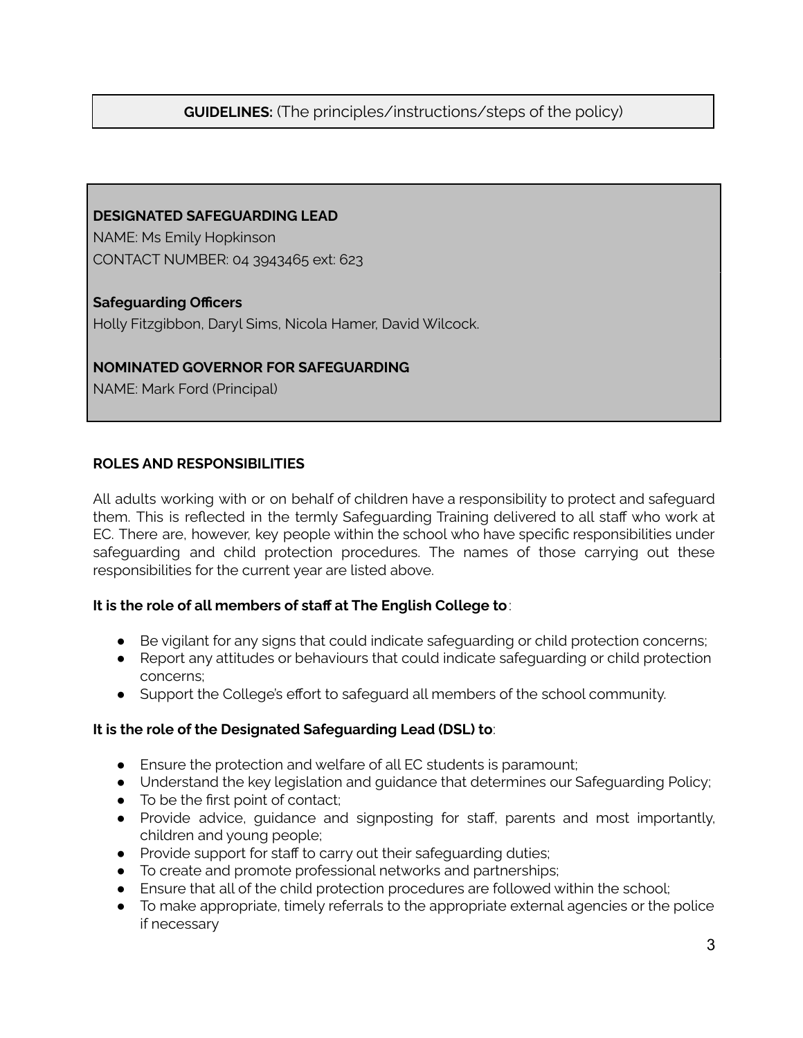**GUIDELINES:** (The principles/instructions/steps of the policy)

**DESIGNATED SAFEGUARDING LEAD**
NAME: Ms Emily Hopkinson
CONTACT NUMBER: 04 3943465 ext: 623

**Safeguarding Officers**
Holly Fitzgibbon, Daryl Sims, Nicola Hamer, David Wilcock.

**NOMINATED GOVERNOR FOR SAFEGUARDING**
NAME: Mark Ford (Principal)

**ROLES AND RESPONSIBILITIES**

All adults working with or on behalf of children have a responsibility to protect and safeguard them. This is reflected in the termly Safeguarding Training delivered to all staff who work at EC. There are, however, key people within the school who have specific responsibilities under safeguarding and child protection procedures. The names of those carrying out these responsibilities for the current year are listed above.

**It is the role of all members of staff at The English College to**:

- Be vigilant for any signs that could indicate safeguarding or child protection concerns;
- Report any attitudes or behaviours that could indicate safeguarding or child protection concerns;
- Support the College's effort to safeguard all members of the school community.

**It is the role of the Designated Safeguarding Lead (DSL) to**:

- Ensure the protection and welfare of all EC students is paramount;
- Understand the key legislation and guidance that determines our Safeguarding Policy;
- To be the first point of contact;
- Provide advice, guidance and signposting for staff, parents and most importantly, children and young people;
- Provide support for staff to carry out their safeguarding duties;
- To create and promote professional networks and partnerships;
- Ensure that all of the child protection procedures are followed within the school;
- To make appropriate, timely referrals to the appropriate external agencies or the police if necessary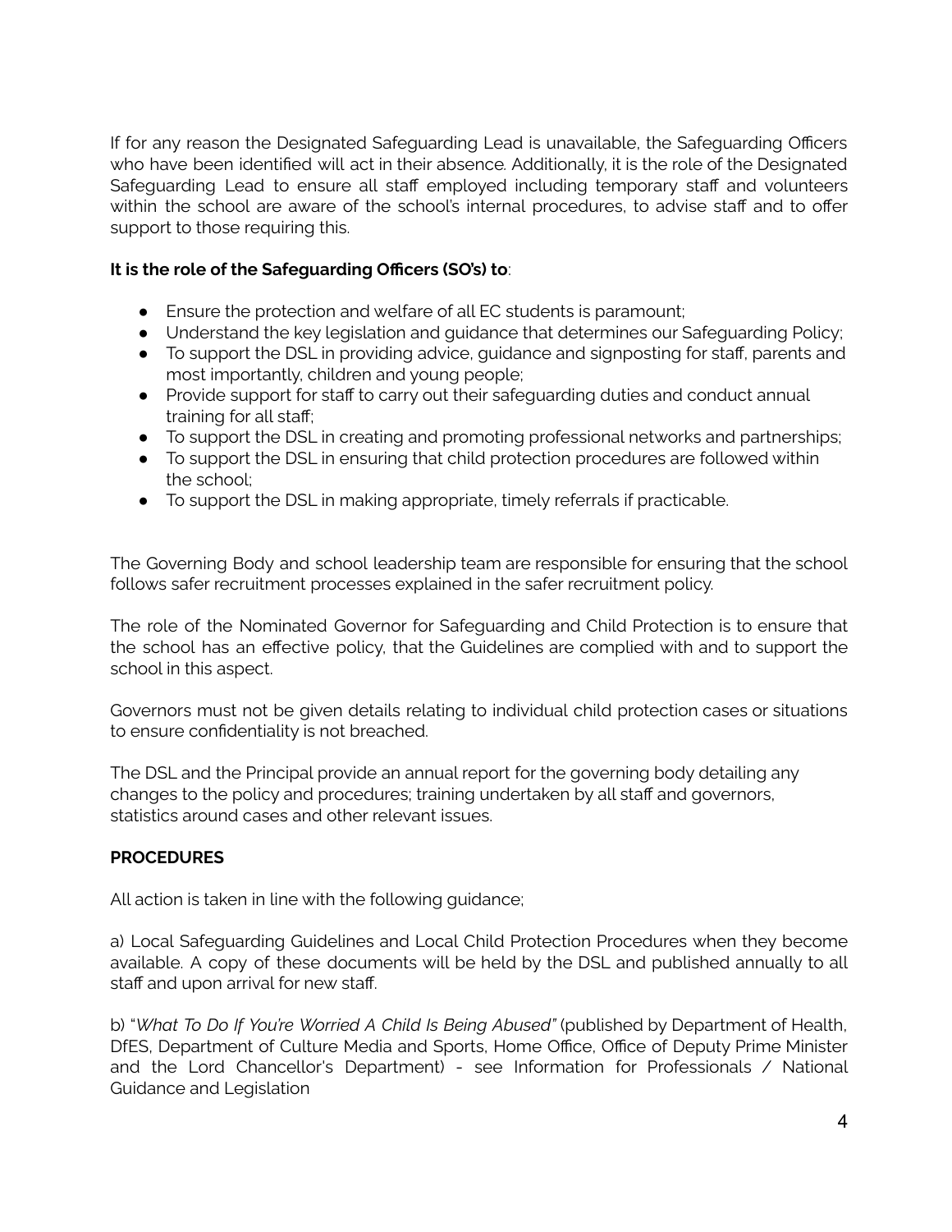If for any reason the Designated Safeguarding Lead is unavailable, the Safeguarding Officers who have been identified will act in their absence. Additionally, it is the role of the Designated Safeguarding Lead to ensure all staff employed including temporary staff and volunteers within the school are aware of the school's internal procedures, to advise staff and to offer support to those requiring this.

**It is the role of the Safeguarding Officers (SO's) to**:

- Ensure the protection and welfare of all EC students is paramount;
- Understand the key legislation and guidance that determines our Safeguarding Policy;
- To support the DSL in providing advice, guidance and signposting for staff, parents and most importantly, children and young people;
- Provide support for staff to carry out their safeguarding duties and conduct annual training for all staff;
- To support the DSL in creating and promoting professional networks and partnerships;
- To support the DSL in ensuring that child protection procedures are followed within the school;
- To support the DSL in making appropriate, timely referrals if practicable.

The Governing Body and school leadership team are responsible for ensuring that the school follows safer recruitment processes explained in the safer recruitment policy.

The role of the Nominated Governor for Safeguarding and Child Protection is to ensure that the school has an effective policy, that the Guidelines are complied with and to support the school in this aspect.

Governors must not be given details relating to individual child protection cases or situations to ensure confidentiality is not breached.

The DSL and the Principal provide an annual report for the governing body detailing any changes to the policy and procedures; training undertaken by all staff and governors, statistics around cases and other relevant issues.

**PROCEDURES**

All action is taken in line with the following guidance;

a) Local Safeguarding Guidelines and Local Child Protection Procedures when they become available. A copy of these documents will be held by the DSL and published annually to all staff and upon arrival for new staff.

b) "*What To Do If You're Worried A Child Is Being Abused"* (published by Department of Health, DfES, Department of Culture Media and Sports, Home Office, Office of Deputy Prime Minister and the Lord Chancellor's Department) - see Information for Professionals / National Guidance and Legislation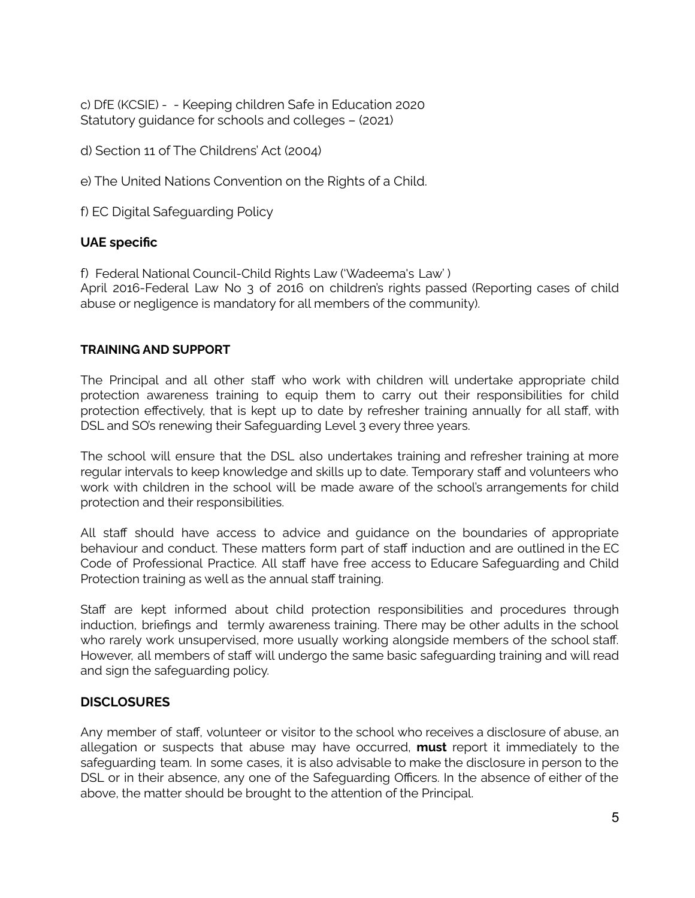c) DfE (KCSIE) - - Keeping children Safe in Education 2020
Statutory guidance for schools and colleges – (2021)

d) Section 11 of The Childrens' Act (2004)

e) The United Nations Convention on the Rights of a Child.

f) EC Digital Safeguarding Policy

**UAE specific**

f) Federal National Council-Child Rights Law ('Wadeema's Law' )
April 2016-Federal Law No 3 of 2016 on children's rights passed (Reporting cases of child abuse or negligence is mandatory for all members of the community).

**TRAINING AND SUPPORT**

The Principal and all other staff who work with children will undertake appropriate child protection awareness training to equip them to carry out their responsibilities for child protection effectively, that is kept up to date by refresher training annually for all staff, with DSL and SO's renewing their Safeguarding Level 3 every three years.

The school will ensure that the DSL also undertakes training and refresher training at more regular intervals to keep knowledge and skills up to date. Temporary staff and volunteers who work with children in the school will be made aware of the school's arrangements for child protection and their responsibilities.

All staff should have access to advice and guidance on the boundaries of appropriate behaviour and conduct. These matters form part of staff induction and are outlined in the EC Code of Professional Practice. All staff have free access to Educare Safeguarding and Child Protection training as well as the annual staff training.

Staff are kept informed about child protection responsibilities and procedures through induction, briefings and termly awareness training. There may be other adults in the school who rarely work unsupervised, more usually working alongside members of the school staff. However, all members of staff will undergo the same basic safeguarding training and will read and sign the safeguarding policy.

**DISCLOSURES**

Any member of staff, volunteer or visitor to the school who receives a disclosure of abuse, an allegation or suspects that abuse may have occurred, **must** report it immediately to the safeguarding team. In some cases, it is also advisable to make the disclosure in person to the DSL or in their absence, any one of the Safeguarding Officers. In the absence of either of the above, the matter should be brought to the attention of the Principal.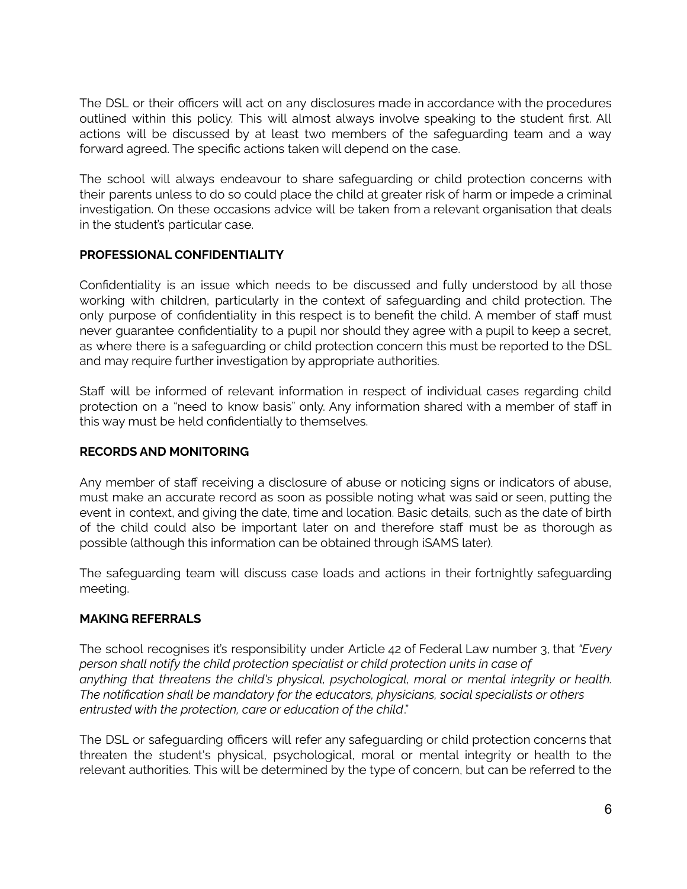The DSL or their officers will act on any disclosures made in accordance with the procedures outlined within this policy. This will almost always involve speaking to the student first. All actions will be discussed by at least two members of the safeguarding team and a way forward agreed. The specific actions taken will depend on the case.

The school will always endeavour to share safeguarding or child protection concerns with their parents unless to do so could place the child at greater risk of harm or impede a criminal investigation. On these occasions advice will be taken from a relevant organisation that deals in the student's particular case.

**PROFESSIONAL CONFIDENTIALITY**

Confidentiality is an issue which needs to be discussed and fully understood by all those working with children, particularly in the context of safeguarding and child protection. The only purpose of confidentiality in this respect is to benefit the child. A member of staff must never guarantee confidentiality to a pupil nor should they agree with a pupil to keep a secret, as where there is a safeguarding or child protection concern this must be reported to the DSL and may require further investigation by appropriate authorities.

Staff will be informed of relevant information in respect of individual cases regarding child protection on a "need to know basis" only. Any information shared with a member of staff in this way must be held confidentially to themselves.

**RECORDS AND MONITORING**

Any member of staff receiving a disclosure of abuse or noticing signs or indicators of abuse, must make an accurate record as soon as possible noting what was said or seen, putting the event in context, and giving the date, time and location. Basic details, such as the date of birth of the child could also be important later on and therefore staff must be as thorough as possible (although this information can be obtained through iSAMS later).

The safeguarding team will discuss case loads and actions in their fortnightly safeguarding meeting.

**MAKING REFERRALS**

The school recognises it's responsibility under Article 42 of Federal Law number 3, that *"Every person shall notify the child protection specialist or child protection units in case of anything that threatens the child's physical, psychological, moral or mental integrity or health. The notification shall be mandatory for the educators, physicians, social specialists or others entrusted with the protection, care or education of the child*."

The DSL or safeguarding officers will refer any safeguarding or child protection concerns that threaten the student's physical, psychological, moral or mental integrity or health to the relevant authorities. This will be determined by the type of concern, but can be referred to the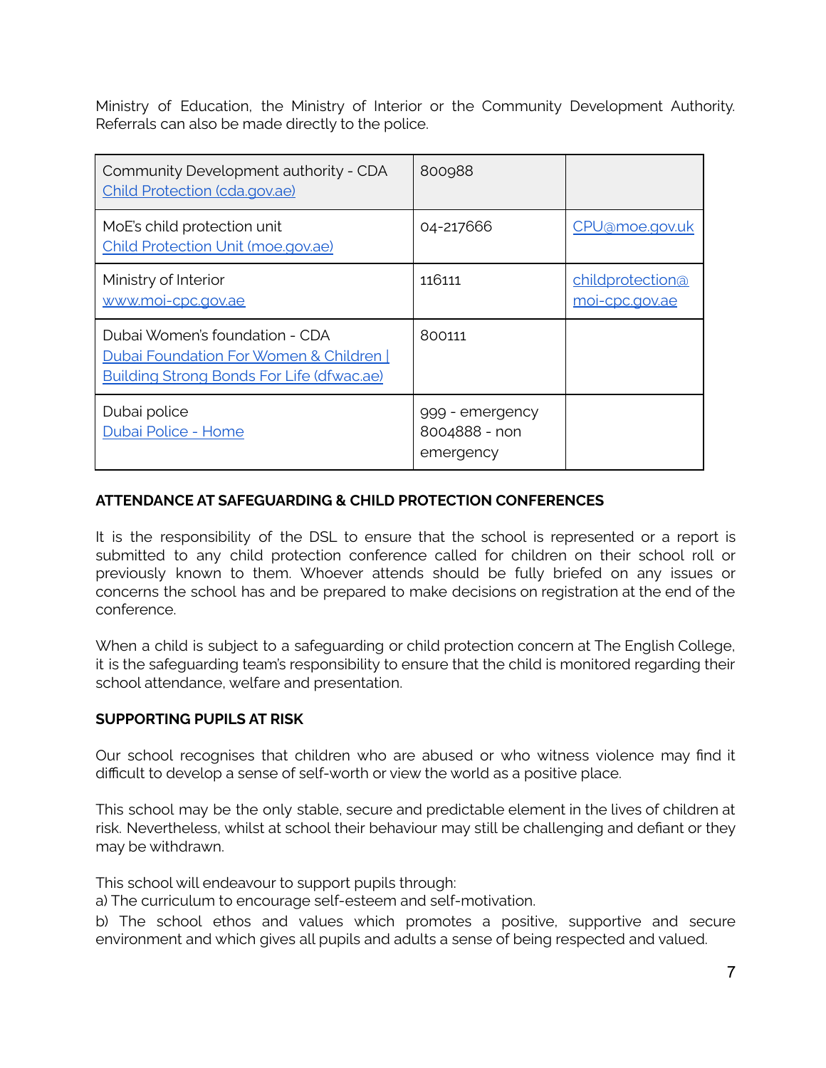Ministry of Education, the Ministry of Interior or the Community Development Authority. Referrals can also be made directly to the police.

| | | |
|---|---|---|
| Community Development authority - CDA<br>Child Protection (cda.gov.ae) | 800988 | |
| MoE's child protection unit<br>Child Protection Unit (moe.gov.ae) | 04-217666 | CPU@moe.gov.uk |
| Ministry of Interior<br>www.moi-cpc.gov.ae | 116111 | childprotection@moi-cpc.gov.ae |
| Dubai Women's foundation - CDA<br>Dubai Foundation For Women & Children \| Building Strong Bonds For Life (dfwac.ae) | 800111 | |
| Dubai police<br>Dubai Police - Home | 999 - emergency<br>8004888 - non emergency | |

**ATTENDANCE AT SAFEGUARDING & CHILD PROTECTION CONFERENCES**

It is the responsibility of the DSL to ensure that the school is represented or a report is submitted to any child protection conference called for children on their school roll or previously known to them. Whoever attends should be fully briefed on any issues or concerns the school has and be prepared to make decisions on registration at the end of the conference.

When a child is subject to a safeguarding or child protection concern at The English College, it is the safeguarding team's responsibility to ensure that the child is monitored regarding their school attendance, welfare and presentation.

**SUPPORTING PUPILS AT RISK**

Our school recognises that children who are abused or who witness violence may find it difficult to develop a sense of self-worth or view the world as a positive place.

This school may be the only stable, secure and predictable element in the lives of children at risk. Nevertheless, whilst at school their behaviour may still be challenging and defiant or they may be withdrawn.

This school will endeavour to support pupils through:

a) The curriculum to encourage self-esteem and self-motivation.

b) The school ethos and values which promotes a positive, supportive and secure environment and which gives all pupils and adults a sense of being respected and valued.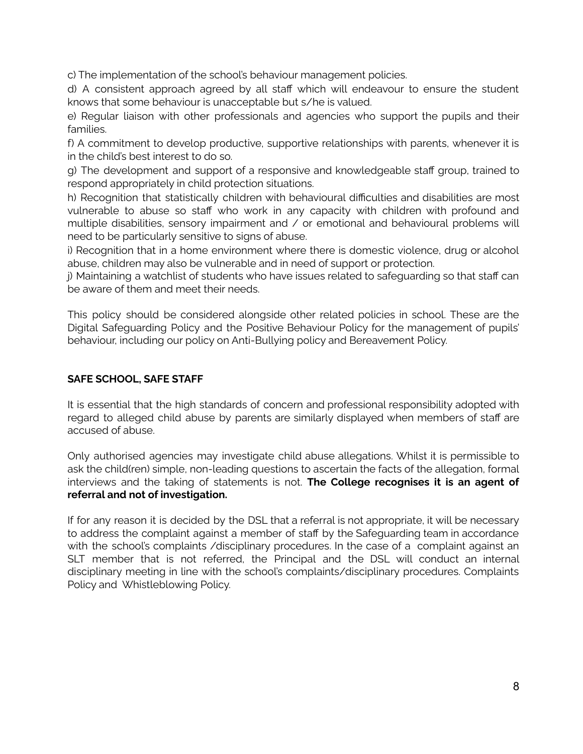c) The implementation of the school's behaviour management policies.

d) A consistent approach agreed by all staff which will endeavour to ensure the student knows that some behaviour is unacceptable but s/he is valued.

e) Regular liaison with other professionals and agencies who support the pupils and their families.

f) A commitment to develop productive, supportive relationships with parents, whenever it is in the child's best interest to do so.

g) The development and support of a responsive and knowledgeable staff group, trained to respond appropriately in child protection situations.

h) Recognition that statistically children with behavioural difficulties and disabilities are most vulnerable to abuse so staff who work in any capacity with children with profound and multiple disabilities, sensory impairment and / or emotional and behavioural problems will need to be particularly sensitive to signs of abuse.

i) Recognition that in a home environment where there is domestic violence, drug or alcohol abuse, children may also be vulnerable and in need of support or protection.

j) Maintaining a watchlist of students who have issues related to safeguarding so that staff can be aware of them and meet their needs.

This policy should be considered alongside other related policies in school. These are the Digital Safeguarding Policy and the Positive Behaviour Policy for the management of pupils' behaviour, including our policy on Anti-Bullying policy and Bereavement Policy.

## SAFE SCHOOL, SAFE STAFF

It is essential that the high standards of concern and professional responsibility adopted with regard to alleged child abuse by parents are similarly displayed when members of staff are accused of abuse.

Only authorised agencies may investigate child abuse allegations. Whilst it is permissible to ask the child(ren) simple, non-leading questions to ascertain the facts of the allegation, formal interviews and the taking of statements is not. **The College recognises it is an agent of referral and not of investigation.**

If for any reason it is decided by the DSL that a referral is not appropriate, it will be necessary to address the complaint against a member of staff by the Safeguarding team in accordance with the school's complaints /disciplinary procedures. In the case of a complaint against an SLT member that is not referred, the Principal and the DSL will conduct an internal disciplinary meeting in line with the school's complaints/disciplinary procedures. Complaints Policy and Whistleblowing Policy.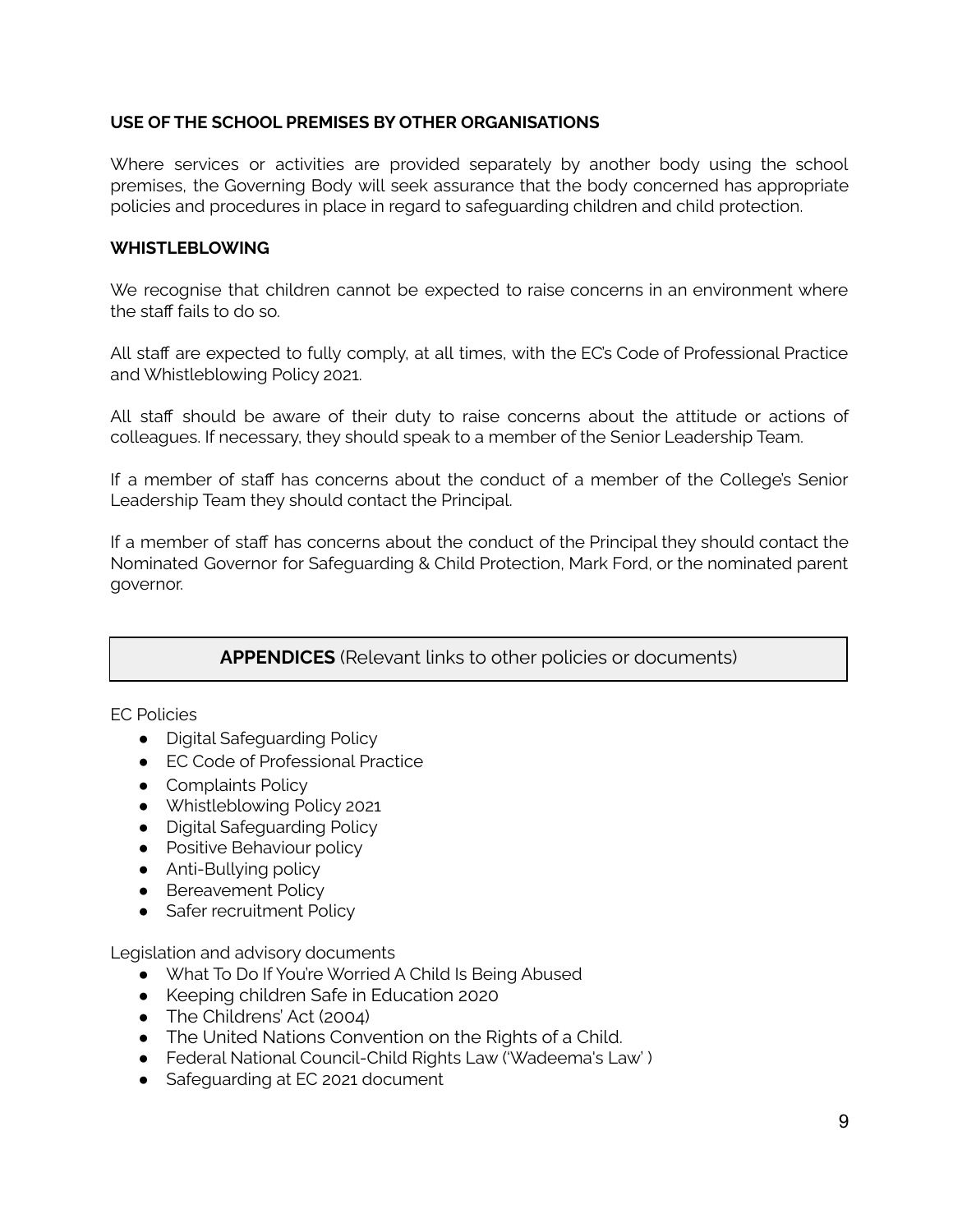**USE OF THE SCHOOL PREMISES BY OTHER ORGANISATIONS**

Where services or activities are provided separately by another body using the school premises, the Governing Body will seek assurance that the body concerned has appropriate policies and procedures in place in regard to safeguarding children and child protection.

**WHISTLEBLOWING**

We recognise that children cannot be expected to raise concerns in an environment where the staff fails to do so.

All staff are expected to fully comply, at all times, with the EC's Code of Professional Practice and Whistleblowing Policy 2021.

All staff should be aware of their duty to raise concerns about the attitude or actions of colleagues. If necessary, they should speak to a member of the Senior Leadership Team.

If a member of staff has concerns about the conduct of a member of the College's Senior Leadership Team they should contact the Principal.

If a member of staff has concerns about the conduct of the Principal they should contact the Nominated Governor for Safeguarding & Child Protection, Mark Ford, or the nominated parent governor.

## **APPENDICES** (Relevant links to other policies or documents)

EC Policies

- Digital Safeguarding Policy
- EC Code of Professional Practice
- Complaints Policy
- Whistleblowing Policy 2021
- Digital Safeguarding Policy
- Positive Behaviour policy
- Anti-Bullying policy
- Bereavement Policy
- Safer recruitment Policy

Legislation and advisory documents

- What To Do If You're Worried A Child Is Being Abused
- Keeping children Safe in Education 2020
- The Childrens' Act (2004)
- The United Nations Convention on the Rights of a Child.
- Federal National Council-Child Rights Law ('Wadeema's Law' )
- Safeguarding at EC 2021 document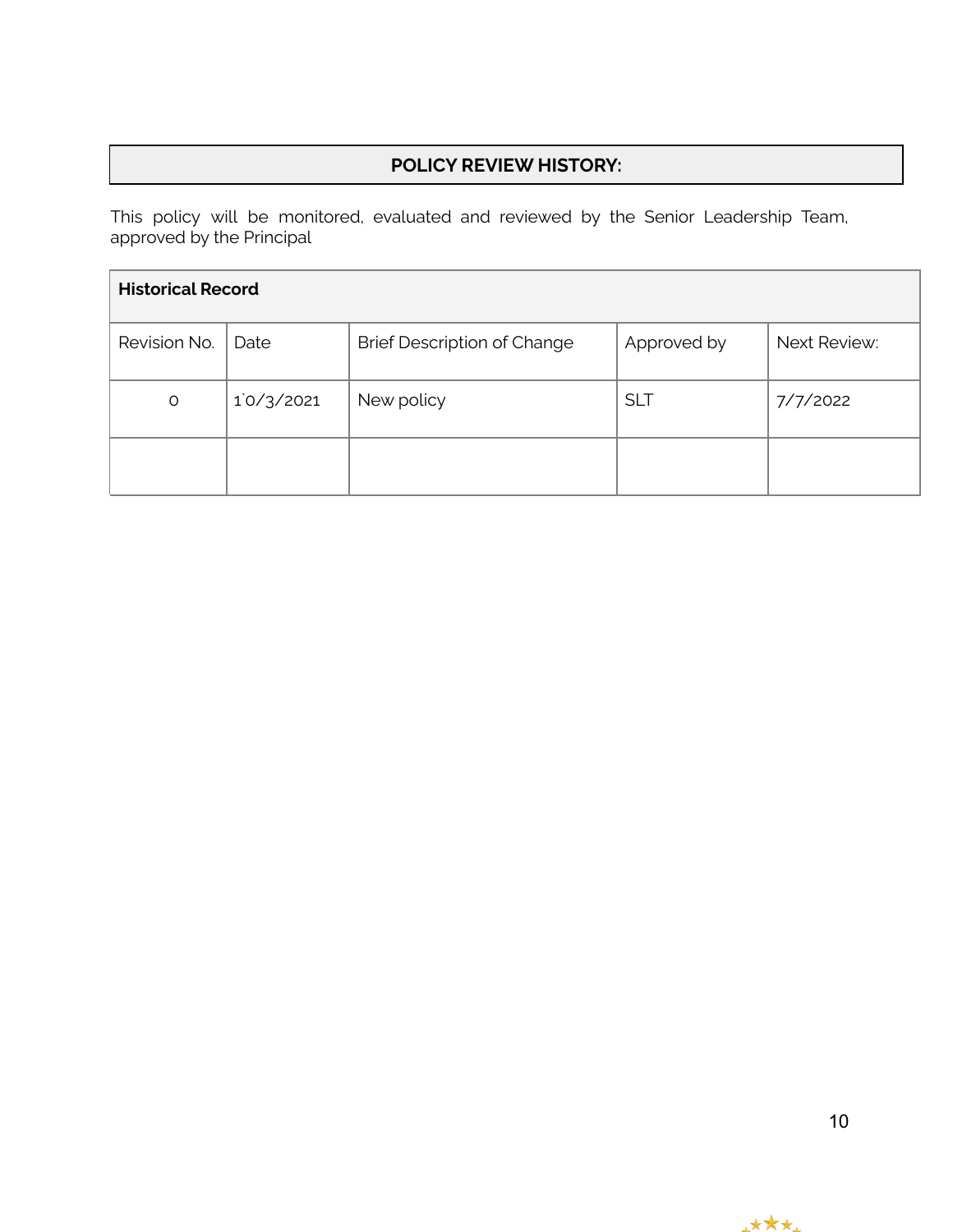**POLICY REVIEW HISTORY:**

This policy will be monitored, evaluated and reviewed by the Senior Leadership Team, approved by the Principal

| **Historical Record** | | | | |
|---|---|---|---|---|
| Revision No. | Date | Brief Description of Change | Approved by | Next Review: |
| 0 | 1`0/3/2021 | New policy | SLT | 7/7/2022 |
| | | | | |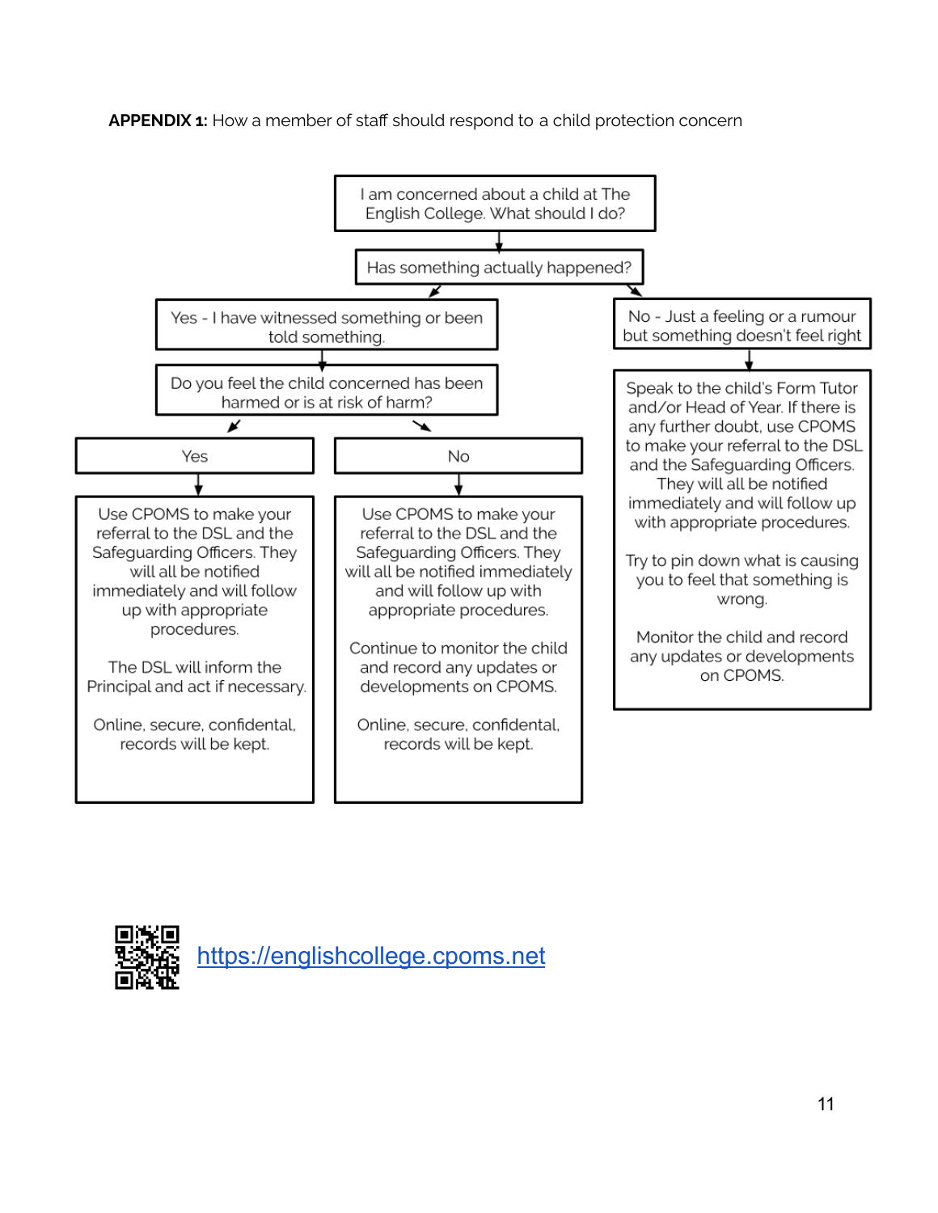**APPENDIX 1:** How a member of staff should respond to a child protection concern

I am concerned about a child at The English College. What should I do?

Has something actually happened?

Yes - I have witnessed something or been told something.

Do you feel the child concerned has been harmed or is at risk of harm?

Yes

Use CPOMS to make your referral to the DSL and the Safeguarding Officers. They will all be notified immediately and will follow up with appropriate procedures.

The DSL will inform the Principal and act if necessary.

Online, secure, confidental, records will be kept.

No

Use CPOMS to make your referral to the DSL and the Safeguarding Officers. They will all be notified immediately and will follow up with appropriate procedures.

Continue to monitor the child and record any updates or developments on CPOMS.

Online, secure, confidental, records will be kept.

No - Just a feeling or a rumour but something doesn't feel right

Speak to the child's Form Tutor and/or Head of Year. If there is any further doubt, use CPOMS to make your referral to the DSL and the Safeguarding Officers. They will all be notified immediately and will follow up with appropriate procedures.

Try to pin down what is causing you to feel that something is wrong.

Monitor the child and record any updates or developments on CPOMS.

[https://englishcollege.cpoms.net](https://englishcollege.cpoms.net)